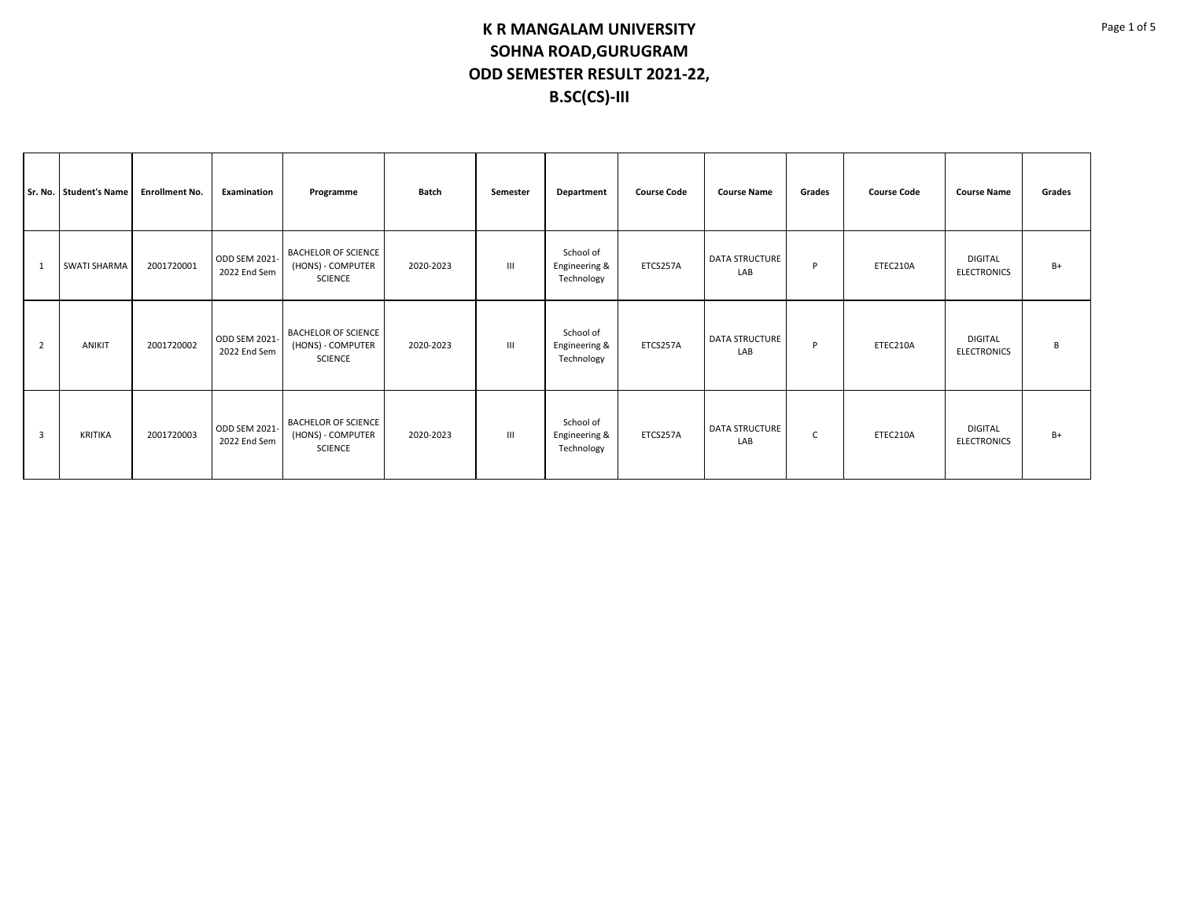# K R MANGALAM UNIVERSITY
# SOHNA ROAD,GURUGRAM
# ODD SEMESTER RESULT 2021-22,
# B.SC(CS)-III

| Sr. No. | Student's Name | Enrollment No. | Examination | Programme | Batch | Semester | Department | Course Code | Course Name | Grades | Course Code | Course Name | Grades |
|---|---|---|---|---|---|---|---|---|---|---|---|---|---|
| 1 | SWATI SHARMA | 2001720001 | ODD SEM 2021-2022 End Sem | BACHELOR OF SCIENCE (HONS) - COMPUTER SCIENCE | 2020-2023 | III | School of Engineering & Technology | ETCS257A | DATA STRUCTURE LAB | P | ETEC210A | DIGITAL ELECTRONICS | B+ |
| 2 | ANIKIT | 2001720002 | ODD SEM 2021-2022 End Sem | BACHELOR OF SCIENCE (HONS) - COMPUTER SCIENCE | 2020-2023 | III | School of Engineering & Technology | ETCS257A | DATA STRUCTURE LAB | P | ETEC210A | DIGITAL ELECTRONICS | B |
| 3 | KRITIKA | 2001720003 | ODD SEM 2021-2022 End Sem | BACHELOR OF SCIENCE (HONS) - COMPUTER SCIENCE | 2020-2023 | III | School of Engineering & Technology | ETCS257A | DATA STRUCTURE LAB | C | ETEC210A | DIGITAL ELECTRONICS | B+ |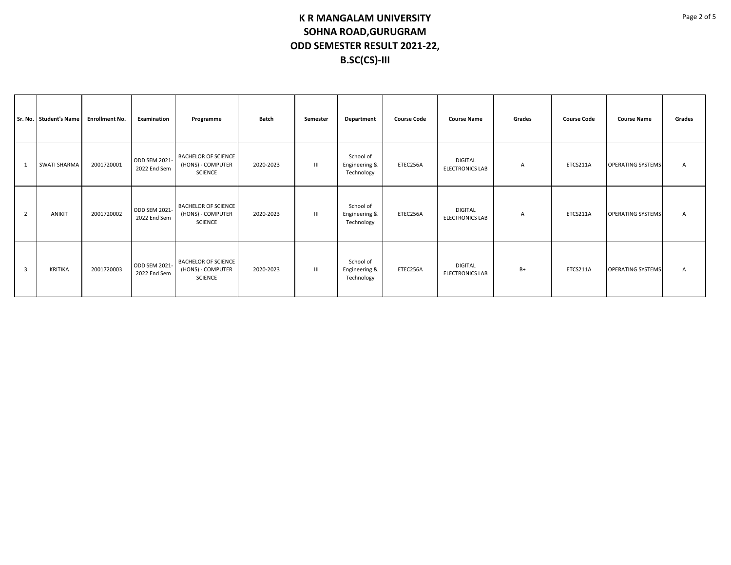# K R MANGALAM UNIVERSITY

## SOHNA ROAD,GURUGRAM

## ODD SEMESTER RESULT 2021-22,

## B.SC(CS)-III

| Sr. No. | Student's Name | Enrollment No. | Examination | Programme | Batch | Semester | Department | Course Code | Course Name | Grades | Course Code | Course Name | Grades |
|---|---|---|---|---|---|---|---|---|---|---|---|---|---|
| 1 | SWATI SHARMA | 2001720001 | ODD SEM 2021-2022 End Sem | BACHELOR OF SCIENCE (HONS) - COMPUTER SCIENCE | 2020-2023 | III | School of Engineering & Technology | ETEC256A | DIGITAL ELECTRONICS LAB | A | ETCS211A | OPERATING SYSTEMS | A |
| 2 | ANIKIT | 2001720002 | ODD SEM 2021-2022 End Sem | BACHELOR OF SCIENCE (HONS) - COMPUTER SCIENCE | 2020-2023 | III | School of Engineering & Technology | ETEC256A | DIGITAL ELECTRONICS LAB | A | ETCS211A | OPERATING SYSTEMS | A |
| 3 | KRITIKA | 2001720003 | ODD SEM 2021-2022 End Sem | BACHELOR OF SCIENCE (HONS) - COMPUTER SCIENCE | 2020-2023 | III | School of Engineering & Technology | ETEC256A | DIGITAL ELECTRONICS LAB | B+ | ETCS211A | OPERATING SYSTEMS | A |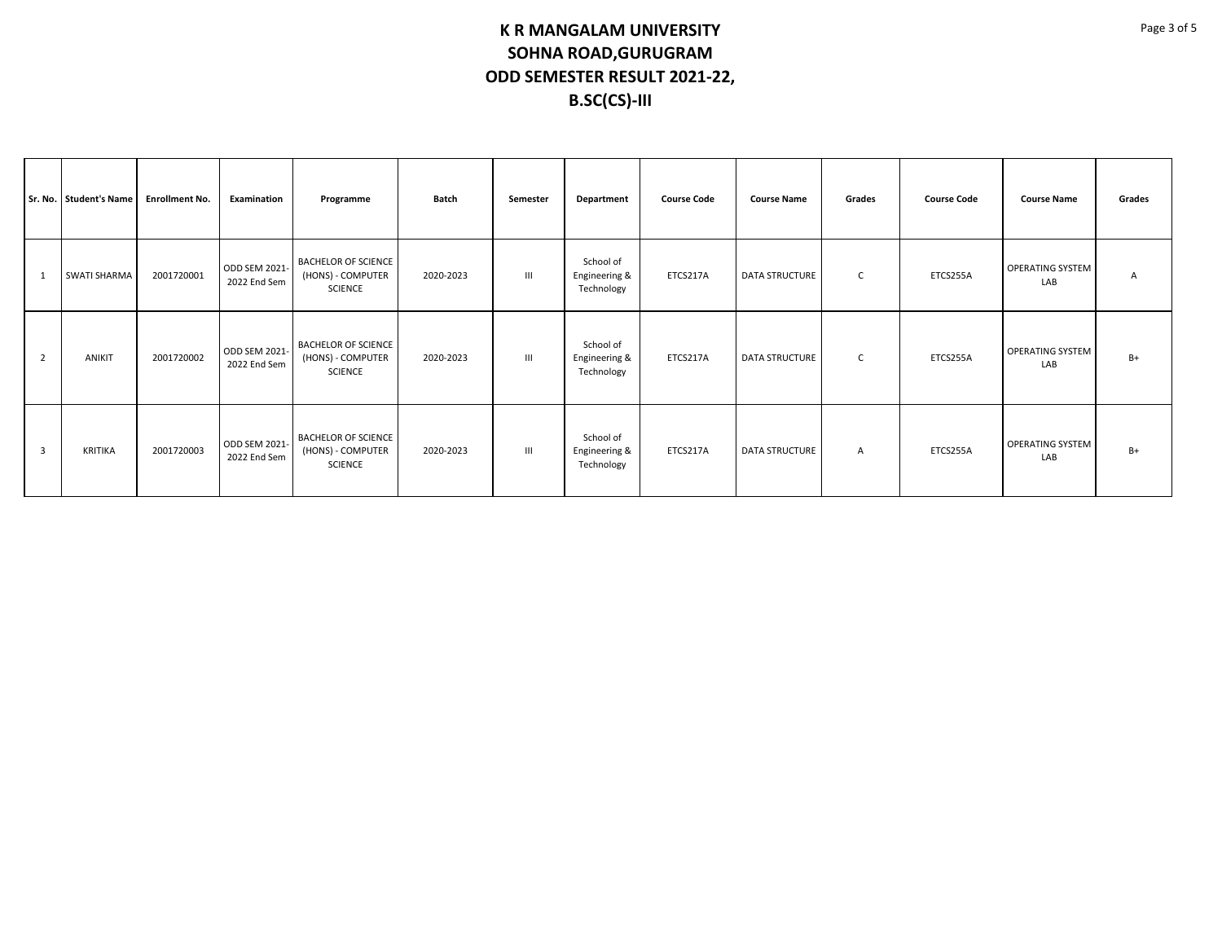# K R MANGALAM UNIVERSITY
# SOHNA ROAD,GURUGRAM
# ODD SEMESTER RESULT 2021-22,
# B.SC(CS)-III

| Sr. No. | Student's Name | Enrollment No. | Examination | Programme | Batch | Semester | Department | Course Code | Course Name | Grades | Course Code | Course Name | Grades |
|---|---|---|---|---|---|---|---|---|---|---|---|---|---|
| 1 | SWATI SHARMA | 2001720001 | ODD SEM 2021-2022 End Sem | BACHELOR OF SCIENCE (HONS) - COMPUTER SCIENCE | 2020-2023 | III | School of Engineering & Technology | ETCS217A | DATA STRUCTURE | C | ETCS255A | OPERATING SYSTEM LAB | A |
| 2 | ANIKIT | 2001720002 | ODD SEM 2021-2022 End Sem | BACHELOR OF SCIENCE (HONS) - COMPUTER SCIENCE | 2020-2023 | III | School of Engineering & Technology | ETCS217A | DATA STRUCTURE | C | ETCS255A | OPERATING SYSTEM LAB | B+ |
| 3 | KRITIKA | 2001720003 | ODD SEM 2021-2022 End Sem | BACHELOR OF SCIENCE (HONS) - COMPUTER SCIENCE | 2020-2023 | III | School of Engineering & Technology | ETCS217A | DATA STRUCTURE | A | ETCS255A | OPERATING SYSTEM LAB | B+ |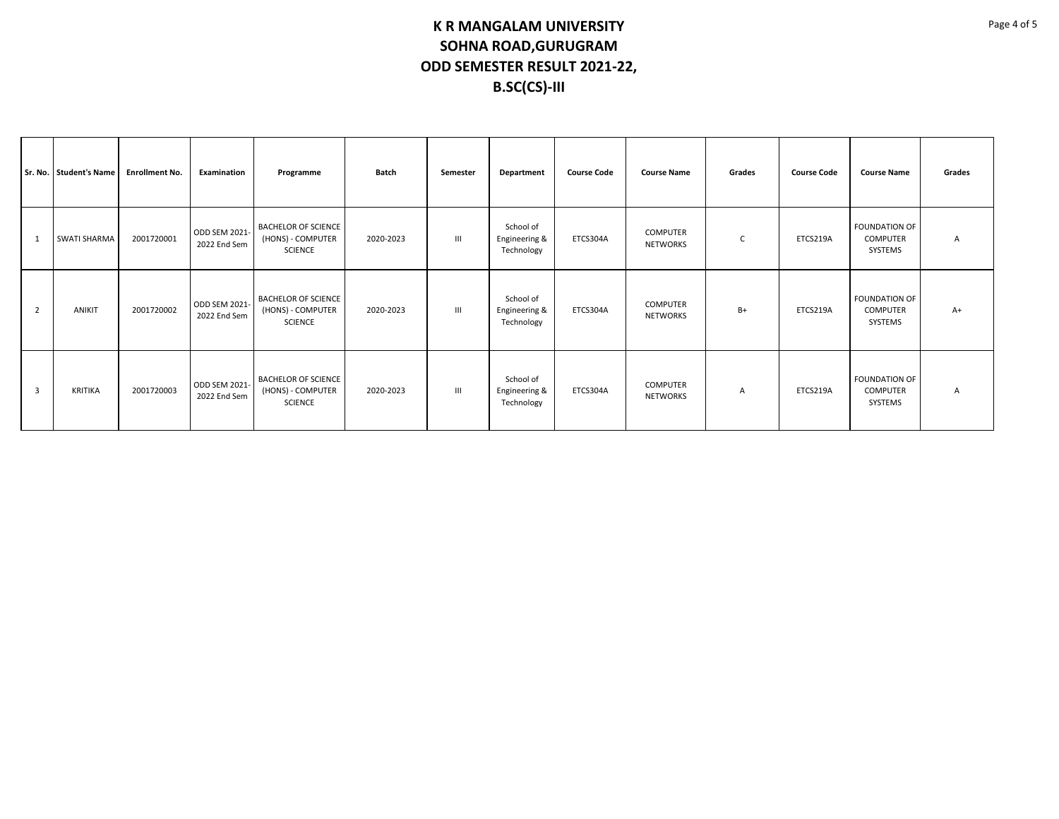# K R MANGALAM UNIVERSITY
# SOHNA ROAD,GURUGRAM
# ODD SEMESTER RESULT 2021-22,
# B.SC(CS)-III

| Sr. No. | Student's Name | Enrollment No. | Examination | Programme | Batch | Semester | Department | Course Code | Course Name | Grades | Course Code | Course Name | Grades |
|---|---|---|---|---|---|---|---|---|---|---|---|---|---|
| 1 | SWATI SHARMA | 2001720001 | ODD SEM 2021-2022 End Sem | BACHELOR OF SCIENCE (HONS) - COMPUTER SCIENCE | 2020-2023 | III | School of Engineering & Technology | ETCS304A | COMPUTER NETWORKS | C | ETCS219A | FOUNDATION OF COMPUTER SYSTEMS | A |
| 2 | ANIKIT | 2001720002 | ODD SEM 2021-2022 End Sem | BACHELOR OF SCIENCE (HONS) - COMPUTER SCIENCE | 2020-2023 | III | School of Engineering & Technology | ETCS304A | COMPUTER NETWORKS | B+ | ETCS219A | FOUNDATION OF COMPUTER SYSTEMS | A+ |
| 3 | KRITIKA | 2001720003 | ODD SEM 2021-2022 End Sem | BACHELOR OF SCIENCE (HONS) - COMPUTER SCIENCE | 2020-2023 | III | School of Engineering & Technology | ETCS304A | COMPUTER NETWORKS | A | ETCS219A | FOUNDATION OF COMPUTER SYSTEMS | A |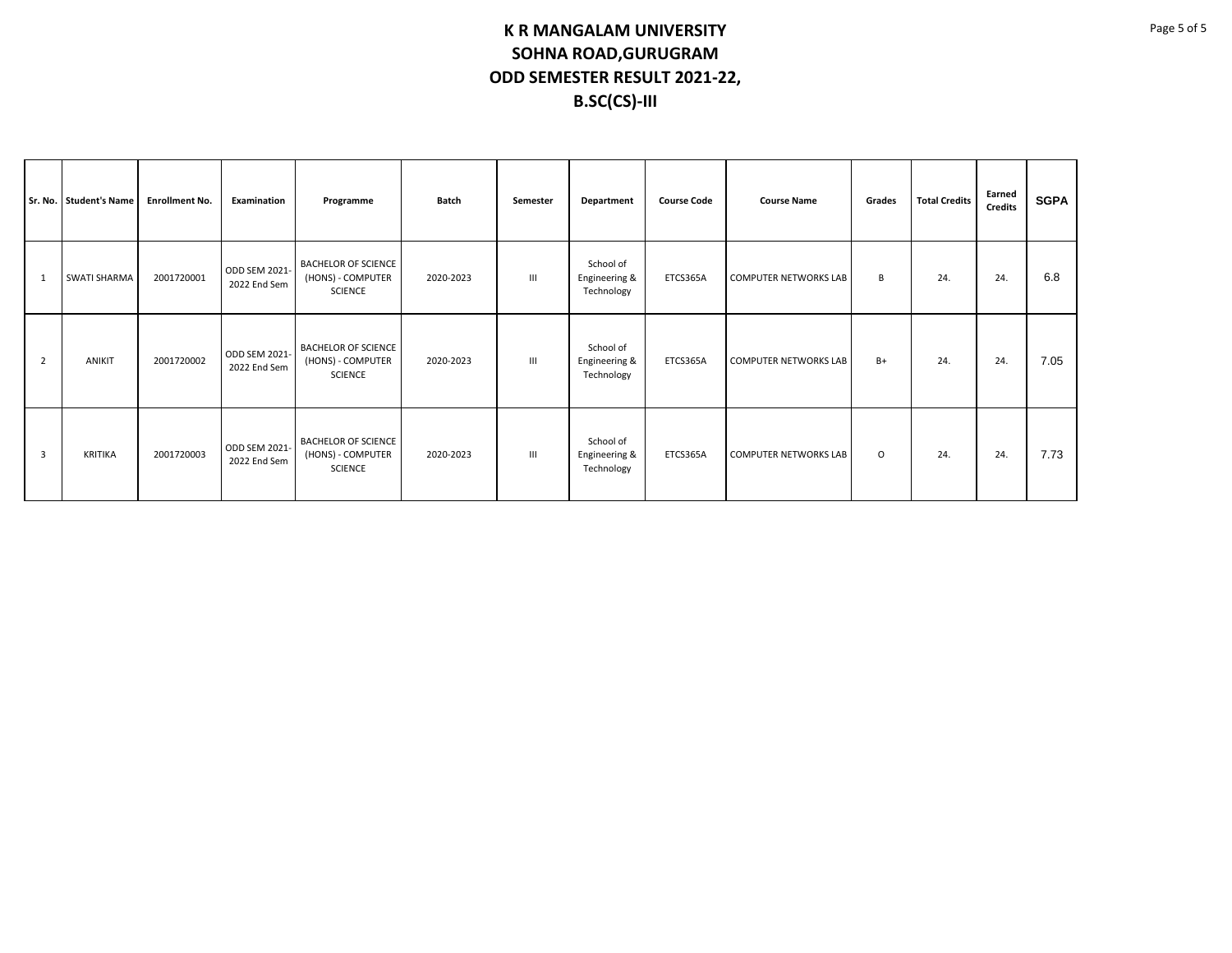# K R MANGALAM UNIVERSITY
# SOHNA ROAD,GURUGRAM
# ODD SEMESTER RESULT 2021-22,
# B.SC(CS)-III

| Sr. No. | Student's Name | Enrollment No. | Examination | Programme | Batch | Semester | Department | Course Code | Course Name | Grades | Total Credits | Earned Credits | SGPA |
|---|---|---|---|---|---|---|---|---|---|---|---|---|---|
| 1 | SWATI SHARMA | 2001720001 | ODD SEM 2021-2022 End Sem | BACHELOR OF SCIENCE (HONS) - COMPUTER SCIENCE | 2020-2023 | III | School of Engineering & Technology | ETCS365A | COMPUTER NETWORKS LAB | B | 24. | 24. | 6.8 |
| 2 | ANIKIT | 2001720002 | ODD SEM 2021-2022 End Sem | BACHELOR OF SCIENCE (HONS) - COMPUTER SCIENCE | 2020-2023 | III | School of Engineering & Technology | ETCS365A | COMPUTER NETWORKS LAB | B+ | 24. | 24. | 7.05 |
| 3 | KRITIKA | 2001720003 | ODD SEM 2021-2022 End Sem | BACHELOR OF SCIENCE (HONS) - COMPUTER SCIENCE | 2020-2023 | III | School of Engineering & Technology | ETCS365A | COMPUTER NETWORKS LAB | O | 24. | 24. | 7.73 |